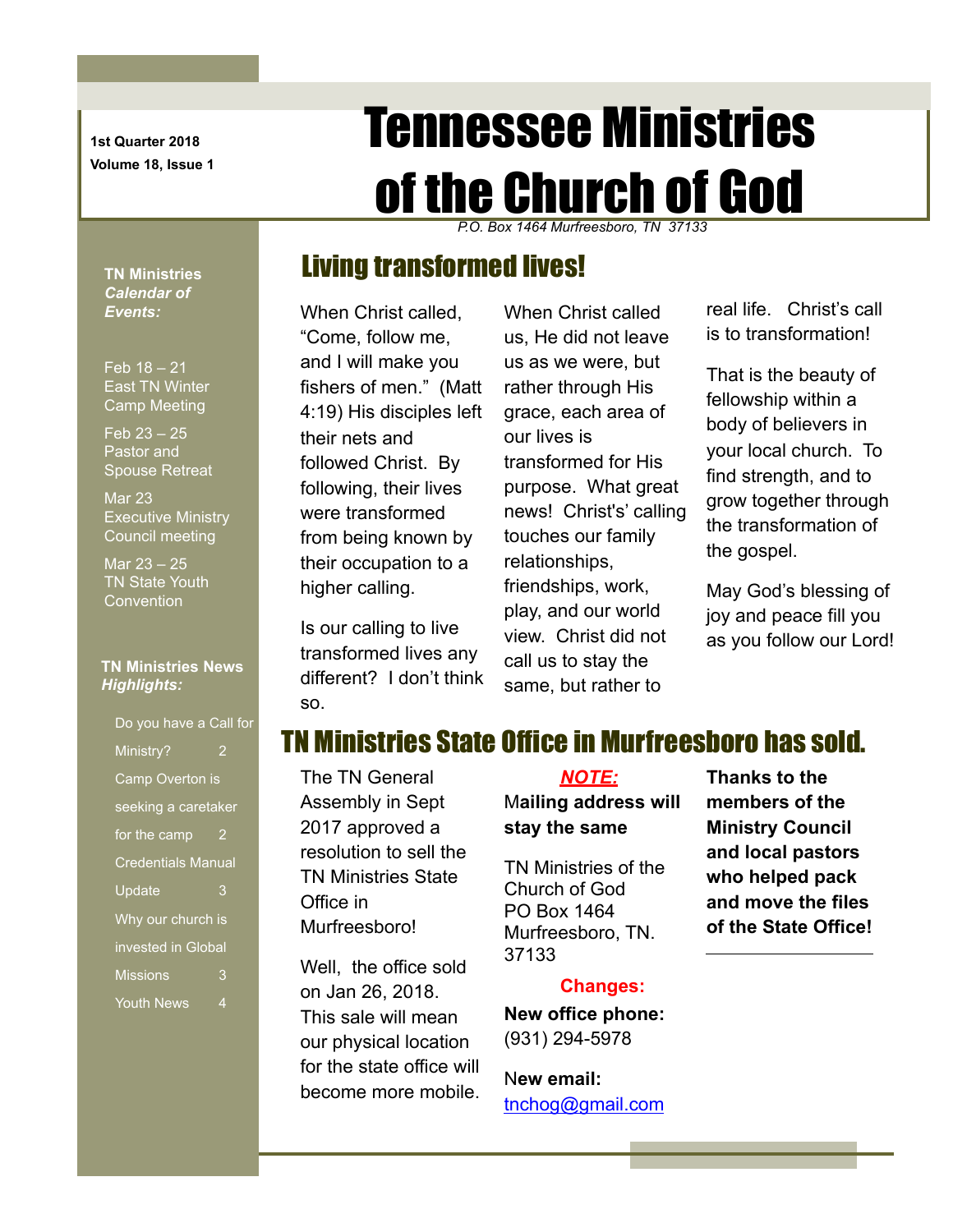1st Quarter 2018

Volume 18, Issue 1

# Tennessee Ministries of the Church of God

*P.O. Box 1464 Murfreesboro, TN 37133*

**TN Ministries *Calendar of Events:***

Feb 18 – 21
East TN Winter Camp Meeting

Feb 23 – 25
Pastor and Spouse Retreat

Mar 23
Executive Ministry Council meeting

Mar 23 – 25
TN State Youth Convention

**TN Ministries News *Highlights:***

- Do you have a Call for Ministry? 2
- Camp Overton is seeking a caretaker for the camp 2
- Credentials Manual Update 3
- Why our church is invested in Global Missions 3
- Youth News 4

## Living transformed lives!

When Christ called, "Come, follow me, and I will make you fishers of men." (Matt 4:19) His disciples left their nets and followed Christ. By following, their lives were transformed from being known by their occupation to a higher calling.

Is our calling to live transformed lives any different? I don't think so.

When Christ called us, He did not leave us as we were, but rather through His grace, each area of our lives is transformed for His purpose. What great news! Christ's' calling touches our family relationships, friendships, work, play, and our world view. Christ did not call us to stay the same, but rather to real life. Christ's call is to transformation!

That is the beauty of fellowship within a body of believers in your local church. To find strength, and to grow together through the transformation of the gospel.

May God's blessing of joy and peace fill you as you follow our Lord!

## TN Ministries State Office in Murfreesboro has sold.

The TN General Assembly in Sept 2017 approved a resolution to sell the TN Ministries State Office in Murfreesboro!

Well, the office sold on Jan 26, 2018. This sale will mean our physical location for the state office will become more mobile.

***NOTE:***

**Mailing address will stay the same**

TN Ministries of the Church of God
PO Box 1464
Murfreesboro, TN. 37133

**Changes:**

**New office phone:**
(931) 294-5978

**New email:**
tnchog@gmail.com

**Thanks to the members of the Ministry Council and local pastors who helped pack and move the files of the State Office!**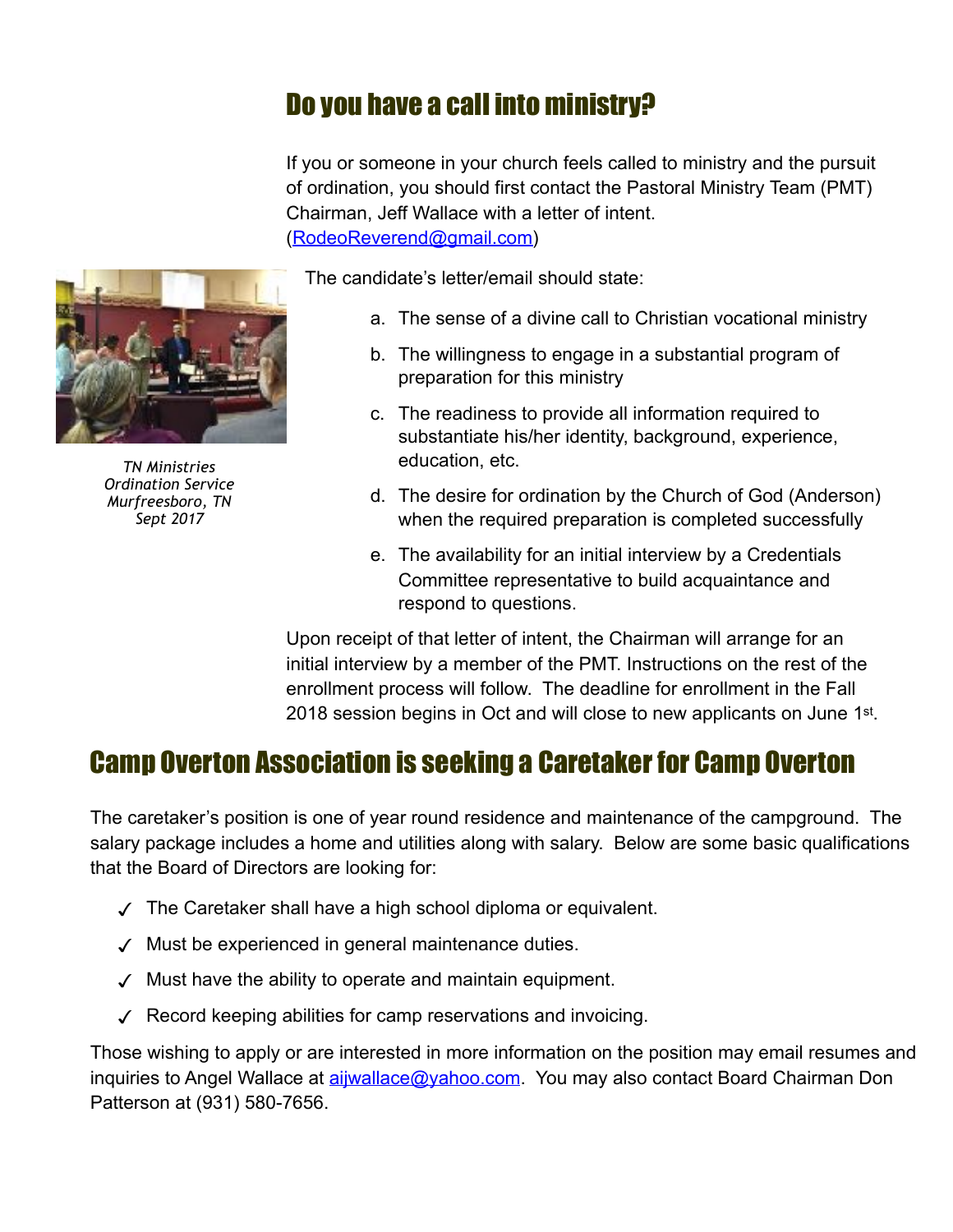## Do you have a call into ministry?

If you or someone in your church feels called to ministry and the pursuit of ordination, you should first contact the Pastoral Ministry Team (PMT) Chairman, Jeff Wallace with a letter of intent. (RodeoReverend@gmail.com)

*TN Ministries Ordination Service Murfreesboro, TN Sept 2017*

The candidate's letter/email should state:

a. The sense of a divine call to Christian vocational ministry
b. The willingness to engage in a substantial program of preparation for this ministry
c. The readiness to provide all information required to substantiate his/her identity, background, experience, education, etc.
d. The desire for ordination by the Church of God (Anderson) when the required preparation is completed successfully
e. The availability for an initial interview by a Credentials Committee representative to build acquaintance and respond to questions.

Upon receipt of that letter of intent, the Chairman will arrange for an initial interview by a member of the PMT. Instructions on the rest of the enrollment process will follow. The deadline for enrollment in the Fall 2018 session begins in Oct and will close to new applicants on June 1st.

## Camp Overton Association is seeking a Caretaker for Camp Overton

The caretaker's position is one of year round residence and maintenance of the campground. The salary package includes a home and utilities along with salary. Below are some basic qualifications that the Board of Directors are looking for:

- ✓ The Caretaker shall have a high school diploma or equivalent.
- ✓ Must be experienced in general maintenance duties.
- ✓ Must have the ability to operate and maintain equipment.
- ✓ Record keeping abilities for camp reservations and invoicing.

Those wishing to apply or are interested in more information on the position may email resumes and inquiries to Angel Wallace at aijwallace@yahoo.com. You may also contact Board Chairman Don Patterson at (931) 580-7656.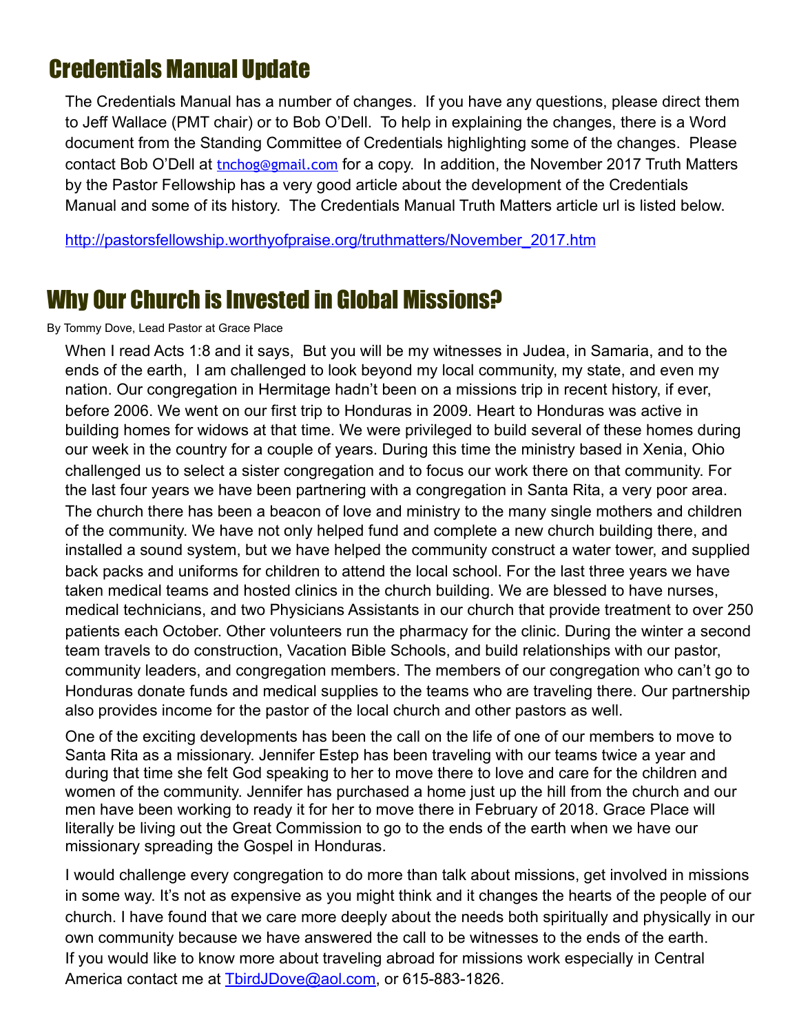## Credentials Manual Update

The Credentials Manual has a number of changes. If you have any questions, please direct them to Jeff Wallace (PMT chair) or to Bob O'Dell. To help in explaining the changes, there is a Word document from the Standing Committee of Credentials highlighting some of the changes. Please contact Bob O'Dell at tnchog@gmail.com for a copy. In addition, the November 2017 Truth Matters by the Pastor Fellowship has a very good article about the development of the Credentials Manual and some of its history. The Credentials Manual Truth Matters article url is listed below.

http://pastorsfellowship.worthyofpraise.org/truthmatters/November_2017.htm

## Why Our Church is Invested in Global Missions?

By Tommy Dove, Lead Pastor at Grace Place

When I read Acts 1:8 and it says, But you will be my witnesses in Judea, in Samaria, and to the ends of the earth, I am challenged to look beyond my local community, my state, and even my nation. Our congregation in Hermitage hadn't been on a missions trip in recent history, if ever, before 2006. We went on our first trip to Honduras in 2009. Heart to Honduras was active in building homes for widows at that time. We were privileged to build several of these homes during our week in the country for a couple of years. During this time the ministry based in Xenia, Ohio challenged us to select a sister congregation and to focus our work there on that community. For the last four years we have been partnering with a congregation in Santa Rita, a very poor area. The church there has been a beacon of love and ministry to the many single mothers and children of the community. We have not only helped fund and complete a new church building there, and installed a sound system, but we have helped the community construct a water tower, and supplied back packs and uniforms for children to attend the local school. For the last three years we have taken medical teams and hosted clinics in the church building. We are blessed to have nurses, medical technicians, and two Physicians Assistants in our church that provide treatment to over 250 patients each October. Other volunteers run the pharmacy for the clinic. During the winter a second team travels to do construction, Vacation Bible Schools, and build relationships with our pastor, community leaders, and congregation members. The members of our congregation who can't go to Honduras donate funds and medical supplies to the teams who are traveling there. Our partnership also provides income for the pastor of the local church and other pastors as well.

One of the exciting developments has been the call on the life of one of our members to move to Santa Rita as a missionary. Jennifer Estep has been traveling with our teams twice a year and during that time she felt God speaking to her to move there to love and care for the children and women of the community. Jennifer has purchased a home just up the hill from the church and our men have been working to ready it for her to move there in February of 2018. Grace Place will literally be living out the Great Commission to go to the ends of the earth when we have our missionary spreading the Gospel in Honduras.

I would challenge every congregation to do more than talk about missions, get involved in missions in some way. It's not as expensive as you might think and it changes the hearts of the people of our church. I have found that we care more deeply about the needs both spiritually and physically in our own community because we have answered the call to be witnesses to the ends of the earth. If you would like to know more about traveling abroad for missions work especially in Central America contact me at TbirdJDove@aol.com, or 615-883-1826.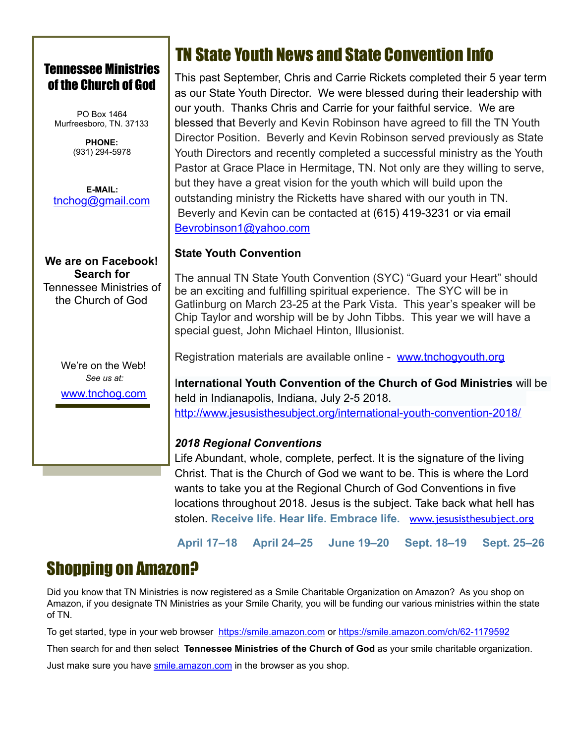## Tennessee Ministries of the Church of God

PO Box 1464
Murfreesboro, TN. 37133

**PHONE:**
(931) 294-5978

**E-MAIL:**
tnchog@gmail.com

**We are on Facebook! Search for**
Tennessee Ministries of the Church of God

We're on the Web!
*See us at:*
www.tnchog.com

# TN State Youth News and State Convention Info

This past September, Chris and Carrie Rickets completed their 5 year term as our State Youth Director. We were blessed during their leadership with our youth. Thanks Chris and Carrie for your faithful service. We are blessed that Beverly and Kevin Robinson have agreed to fill the TN Youth Director Position. Beverly and Kevin Robinson served previously as State Youth Directors and recently completed a successful ministry as the Youth Pastor at Grace Place in Hermitage, TN. Not only are they willing to serve, but they have a great vision for the youth which will build upon the outstanding ministry the Ricketts have shared with our youth in TN. Beverly and Kevin can be contacted at (615) 419-3231 or via email Bevrobinson1@yahoo.com

**State Youth Convention**

The annual TN State Youth Convention (SYC) "Guard your Heart" should be an exciting and fulfilling spiritual experience. The SYC will be in Gatlinburg on March 23-25 at the Park Vista. This year's speaker will be Chip Taylor and worship will be by John Tibbs. This year we will have a special guest, John Michael Hinton, Illusionist.

Registration materials are available online - www.tnchogyouth.org

**International Youth Convention of the Church of God Ministries** will be held in Indianapolis, Indiana, July 2-5 2018.
http://www.jesusisthesubject.org/international-youth-convention-2018/

***2018 Regional Conventions***

Life Abundant, whole, complete, perfect. It is the signature of the living Christ. That is the Church of God we want to be. This is where the Lord wants to take you at the Regional Church of God Conventions in five locations throughout 2018. Jesus is the subject. Take back what hell has stolen. **Receive life. Hear life. Embrace life.** www.jesusisthesubject.org

**April 17–18 April 24–25 June 19–20 Sept. 18–19 Sept. 25–26**

# Shopping on Amazon?

Did you know that TN Ministries is now registered as a Smile Charitable Organization on Amazon? As you shop on Amazon, if you designate TN Ministries as your Smile Charity, you will be funding our various ministries within the state of TN.

To get started, type in your web browser https://smile.amazon.com or https://smile.amazon.com/ch/62-1179592

Then search for and then select **Tennessee Ministries of the Church of God** as your smile charitable organization.

Just make sure you have smile.amazon.com in the browser as you shop.